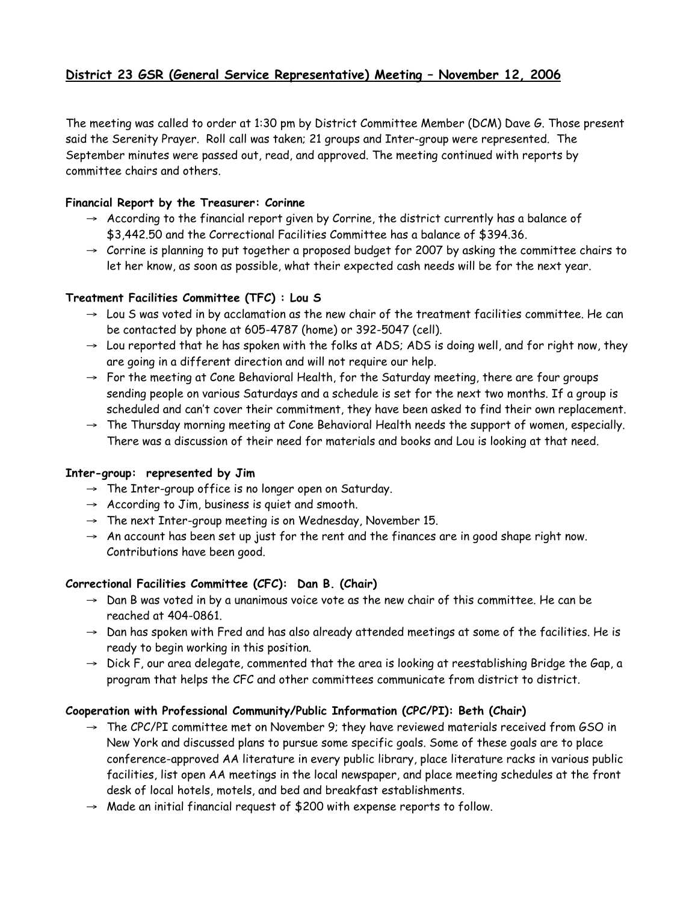## District 23 GSR (General Service Representative) Meeting – November 12, 2006

The meeting was called to order at 1:30 pm by District Committee Member (DCM) Dave G. Those present said the Serenity Prayer. Roll call was taken; 21 groups and Inter-group were represented. The September minutes were passed out, read, and approved. The meeting continued with reports by committee chairs and others.

**Financial Report by the Treasurer: Corinne**

- → According to the financial report given by Corrine, the district currently has a balance of $3,442.50 and the Correctional Facilities Committee has a balance of $394.36.
- → Corrine is planning to put together a proposed budget for 2007 by asking the committee chairs to let her know, as soon as possible, what their expected cash needs will be for the next year.

**Treatment Facilities Committee (TFC) : Lou S**

- → Lou S was voted in by acclamation as the new chair of the treatment facilities committee. He can be contacted by phone at 605-4787 (home) or 392-5047 (cell).
- → Lou reported that he has spoken with the folks at ADS; ADS is doing well, and for right now, they are going in a different direction and will not require our help.
- → For the meeting at Cone Behavioral Health, for the Saturday meeting, there are four groups sending people on various Saturdays and a schedule is set for the next two months. If a group is scheduled and can't cover their commitment, they have been asked to find their own replacement.
- → The Thursday morning meeting at Cone Behavioral Health needs the support of women, especially. There was a discussion of their need for materials and books and Lou is looking at that need.

**Inter-group: represented by Jim**

- → The Inter-group office is no longer open on Saturday.
- → According to Jim, business is quiet and smooth.
- → The next Inter-group meeting is on Wednesday, November 15.
- → An account has been set up just for the rent and the finances are in good shape right now. Contributions have been good.

**Correctional Facilities Committee (CFC): Dan B. (Chair)**

- → Dan B was voted in by a unanimous voice vote as the new chair of this committee. He can be reached at 404-0861.
- → Dan has spoken with Fred and has also already attended meetings at some of the facilities. He is ready to begin working in this position.
- → Dick F, our area delegate, commented that the area is looking at reestablishing Bridge the Gap, a program that helps the CFC and other committees communicate from district to district.

**Cooperation with Professional Community/Public Information (CPC/PI): Beth (Chair)**

- → The CPC/PI committee met on November 9; they have reviewed materials received from GSO in New York and discussed plans to pursue some specific goals. Some of these goals are to place conference-approved AA literature in every public library, place literature racks in various public facilities, list open AA meetings in the local newspaper, and place meeting schedules at the front desk of local hotels, motels, and bed and breakfast establishments.
- → Made an initial financial request of $200 with expense reports to follow.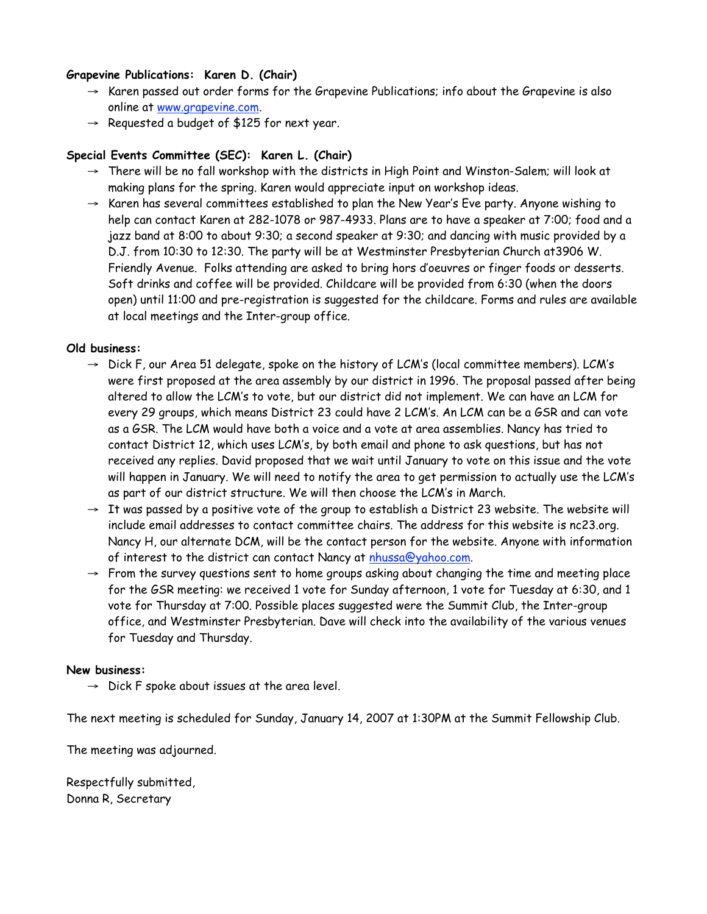**Grapevine Publications: Karen D. (Chair)**

- Karen passed out order forms for the Grapevine Publications; info about the Grapevine is also online at www.grapevine.com.
- Requested a budget of $125 for next year.

**Special Events Committee (SEC): Karen L. (Chair)**

- There will be no fall workshop with the districts in High Point and Winston-Salem; will look at making plans for the spring. Karen would appreciate input on workshop ideas.
- Karen has several committees established to plan the New Year's Eve party. Anyone wishing to help can contact Karen at 282-1078 or 987-4933. Plans are to have a speaker at 7:00; food and a jazz band at 8:00 to about 9:30; a second speaker at 9:30; and dancing with music provided by a D.J. from 10:30 to 12:30. The party will be at Westminster Presbyterian Church at3906 W. Friendly Avenue. Folks attending are asked to bring hors d'oeuvres or finger foods or desserts. Soft drinks and coffee will be provided. Childcare will be provided from 6:30 (when the doors open) until 11:00 and pre-registration is suggested for the childcare. Forms and rules are available at local meetings and the Inter-group office.

**Old business:**

- Dick F, our Area 51 delegate, spoke on the history of LCM's (local committee members). LCM's were first proposed at the area assembly by our district in 1996. The proposal passed after being altered to allow the LCM's to vote, but our district did not implement. We can have an LCM for every 29 groups, which means District 23 could have 2 LCM's. An LCM can be a GSR and can vote as a GSR. The LCM would have both a voice and a vote at area assemblies. Nancy has tried to contact District 12, which uses LCM's, by both email and phone to ask questions, but has not received any replies. David proposed that we wait until January to vote on this issue and the vote will happen in January. We will need to notify the area to get permission to actually use the LCM's as part of our district structure. We will then choose the LCM's in March.
- It was passed by a positive vote of the group to establish a District 23 website. The website will include email addresses to contact committee chairs. The address for this website is nc23.org. Nancy H, our alternate DCM, will be the contact person for the website. Anyone with information of interest to the district can contact Nancy at nhussa@yahoo.com.
- From the survey questions sent to home groups asking about changing the time and meeting place for the GSR meeting: we received 1 vote for Sunday afternoon, 1 vote for Tuesday at 6:30, and 1 vote for Thursday at 7:00. Possible places suggested were the Summit Club, the Inter-group office, and Westminster Presbyterian. Dave will check into the availability of the various venues for Tuesday and Thursday.

**New business:**

- Dick F spoke about issues at the area level.

The next meeting is scheduled for Sunday, January 14, 2007 at 1:30PM at the Summit Fellowship Club.

The meeting was adjourned.

Respectfully submitted,
Donna R, Secretary